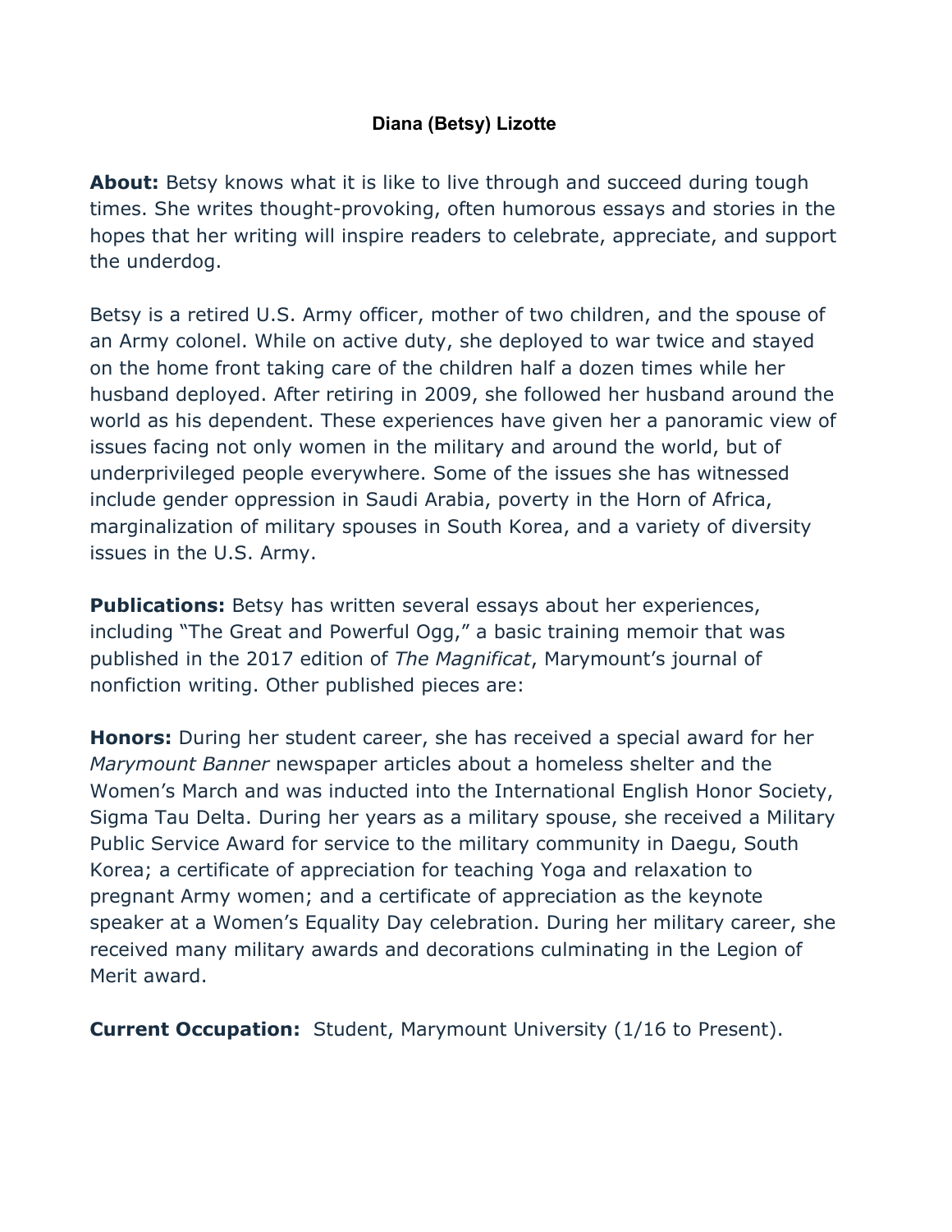# Diana (Betsy) Lizotte

**About:** Betsy knows what it is like to live through and succeed during tough times. She writes thought-provoking, often humorous essays and stories in the hopes that her writing will inspire readers to celebrate, appreciate, and support the underdog.

Betsy is a retired U.S. Army officer, mother of two children, and the spouse of an Army colonel. While on active duty, she deployed to war twice and stayed on the home front taking care of the children half a dozen times while her husband deployed. After retiring in 2009, she followed her husband around the world as his dependent. These experiences have given her a panoramic view of issues facing not only women in the military and around the world, but of underprivileged people everywhere. Some of the issues she has witnessed include gender oppression in Saudi Arabia, poverty in the Horn of Africa, marginalization of military spouses in South Korea, and a variety of diversity issues in the U.S. Army.

**Publications:** Betsy has written several essays about her experiences, including "The Great and Powerful Ogg," a basic training memoir that was published in the 2017 edition of *The Magnificat*, Marymount's journal of nonfiction writing. Other published pieces are:

**Honors:** During her student career, she has received a special award for her *Marymount Banner* newspaper articles about a homeless shelter and the Women's March and was inducted into the International English Honor Society, Sigma Tau Delta. During her years as a military spouse, she received a Military Public Service Award for service to the military community in Daegu, South Korea; a certificate of appreciation for teaching Yoga and relaxation to pregnant Army women; and a certificate of appreciation as the keynote speaker at a Women's Equality Day celebration. During her military career, she received many military awards and decorations culminating in the Legion of Merit award.

**Current Occupation:** Student, Marymount University (1/16 to Present).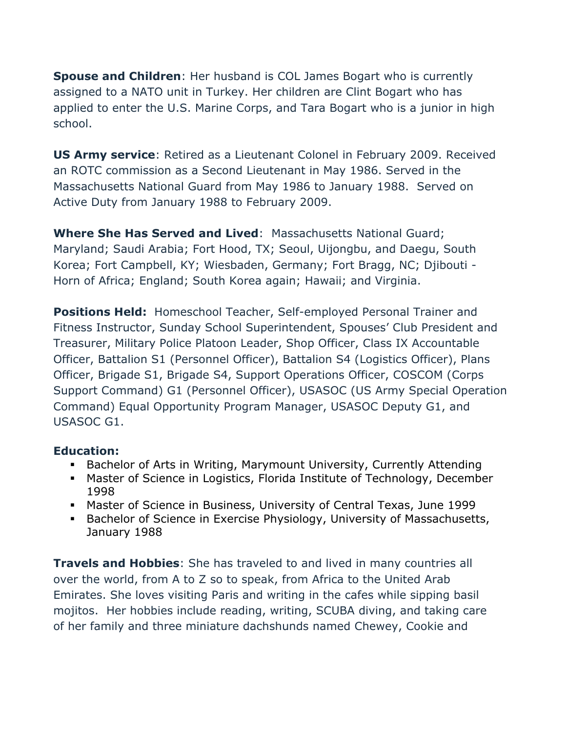**Spouse and Children**: Her husband is COL James Bogart who is currently assigned to a NATO unit in Turkey. Her children are Clint Bogart who has applied to enter the U.S. Marine Corps, and Tara Bogart who is a junior in high school.

**US Army service**: Retired as a Lieutenant Colonel in February 2009. Received an ROTC commission as a Second Lieutenant in May 1986. Served in the Massachusetts National Guard from May 1986 to January 1988. Served on Active Duty from January 1988 to February 2009.

**Where She Has Served and Lived**: Massachusetts National Guard; Maryland; Saudi Arabia; Fort Hood, TX; Seoul, Uijongbu, and Daegu, South Korea; Fort Campbell, KY; Wiesbaden, Germany; Fort Bragg, NC; Djibouti - Horn of Africa; England; South Korea again; Hawaii; and Virginia.

**Positions Held:** Homeschool Teacher, Self-employed Personal Trainer and Fitness Instructor, Sunday School Superintendent, Spouses' Club President and Treasurer, Military Police Platoon Leader, Shop Officer, Class IX Accountable Officer, Battalion S1 (Personnel Officer), Battalion S4 (Logistics Officer), Plans Officer, Brigade S1, Brigade S4, Support Operations Officer, COSCOM (Corps Support Command) G1 (Personnel Officer), USASOC (US Army Special Operation Command) Equal Opportunity Program Manager, USASOC Deputy G1, and USASOC G1.

**Education:**

- Bachelor of Arts in Writing, Marymount University, Currently Attending
- Master of Science in Logistics, Florida Institute of Technology, December 1998
- Master of Science in Business, University of Central Texas, June 1999
- Bachelor of Science in Exercise Physiology, University of Massachusetts, January 1988

**Travels and Hobbies**: She has traveled to and lived in many countries all over the world, from A to Z so to speak, from Africa to the United Arab Emirates. She loves visiting Paris and writing in the cafes while sipping basil mojitos. Her hobbies include reading, writing, SCUBA diving, and taking care of her family and three miniature dachshunds named Chewey, Cookie and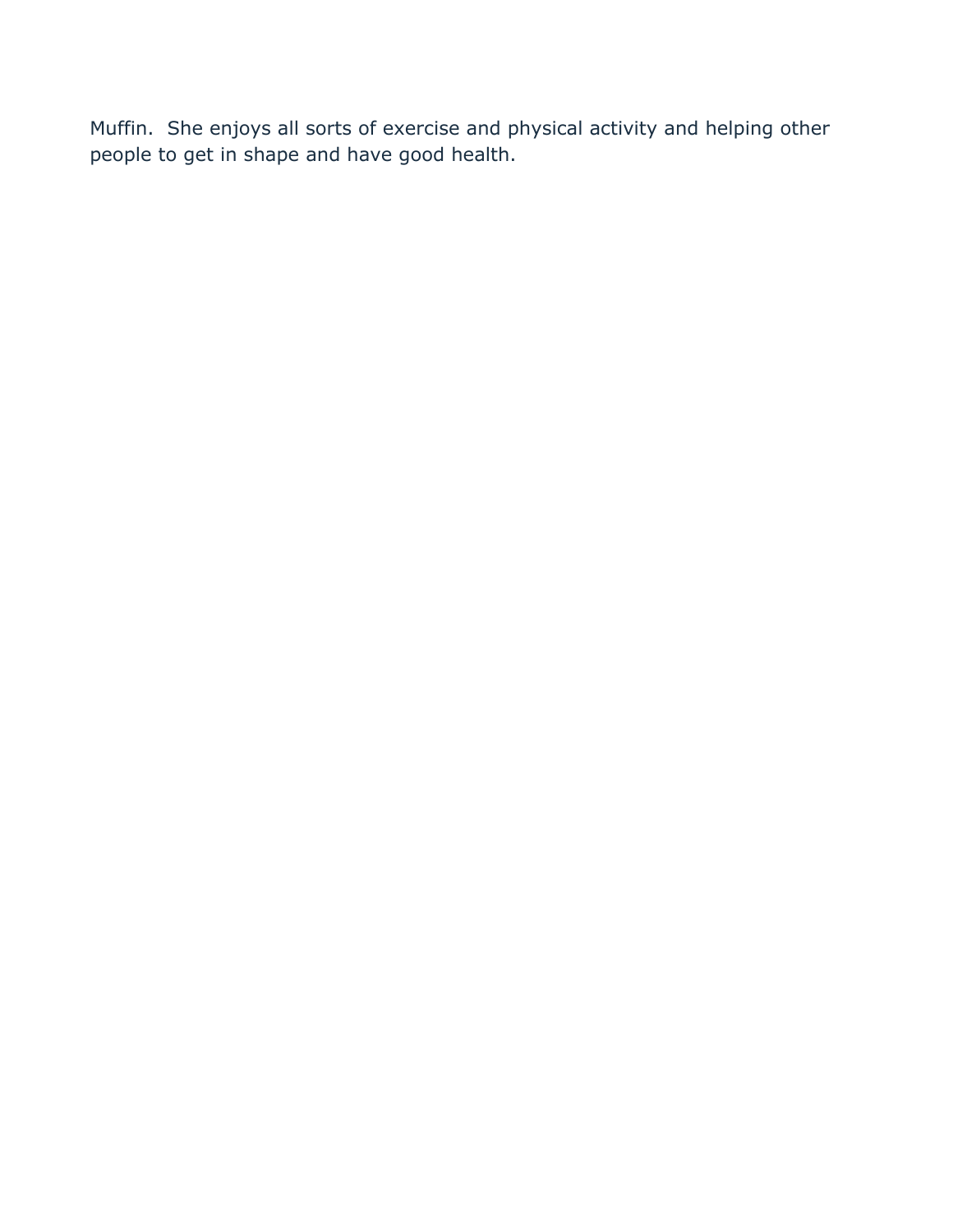Muffin.  She enjoys all sorts of exercise and physical activity and helping other people to get in shape and have good health.